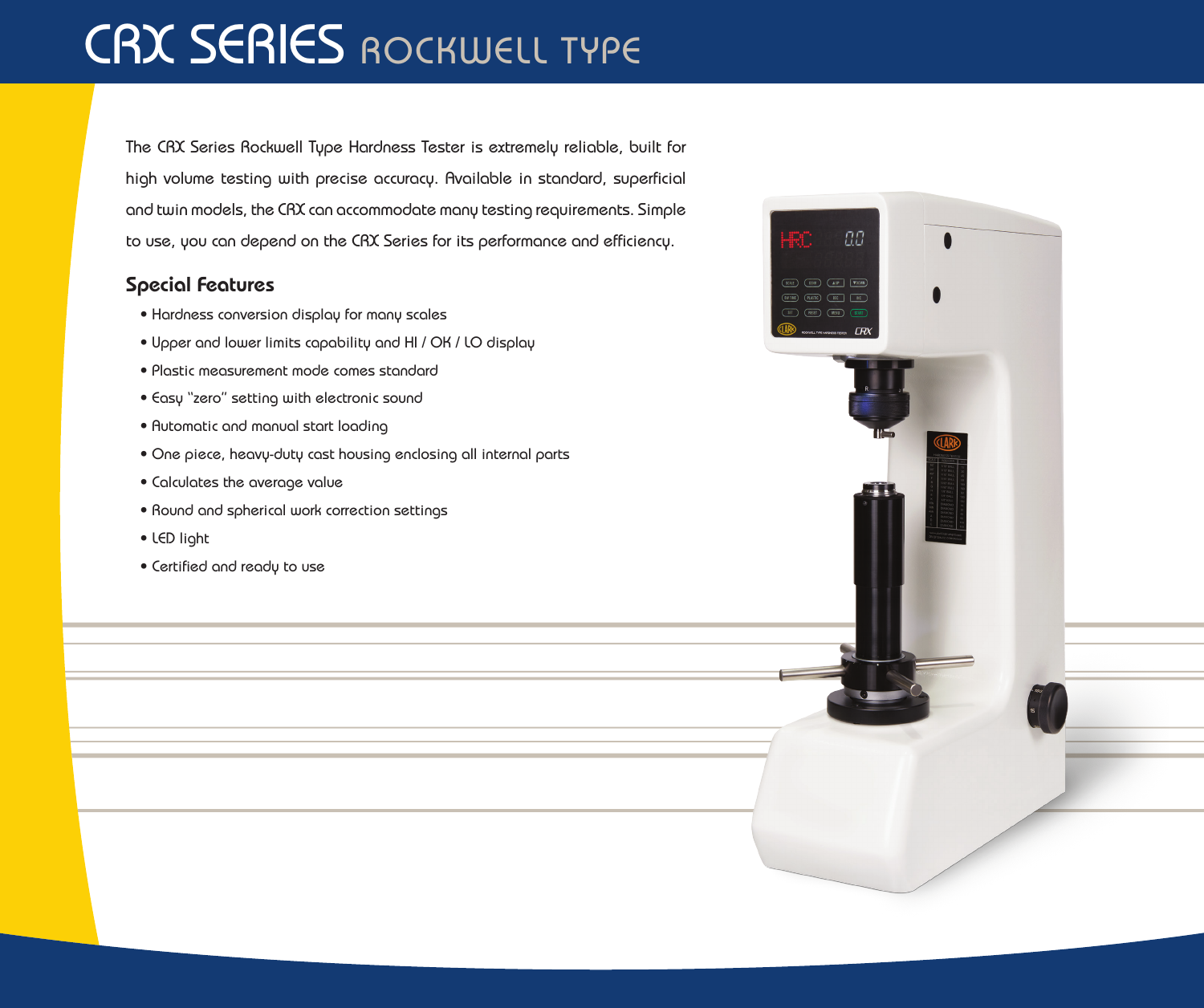# CRX SERIES ROCKWELL TYPE

The CRX Series Rockwell Type Hardness Tester is extremely reliable, built for high volume testing with precise accuracy. Available in standard, superficial and twin models, the CRX can accommodate many testing requirements. Simple to use, you can depend on the CRX Series for its performance and efficiency.

## Special Features

- Hardness conversion display for many scales
- Upper and lower limits capability and HI / OK / LO display
- Plastic measurement mode comes standard
- Easy "zero" setting with electronic sound
- Automatic and manual start loading
- One piece, heavy-duty cast housing enclosing all internal parts
- Calculates the average value
- Round and spherical work correction settings
- LED light
- Certified and ready to use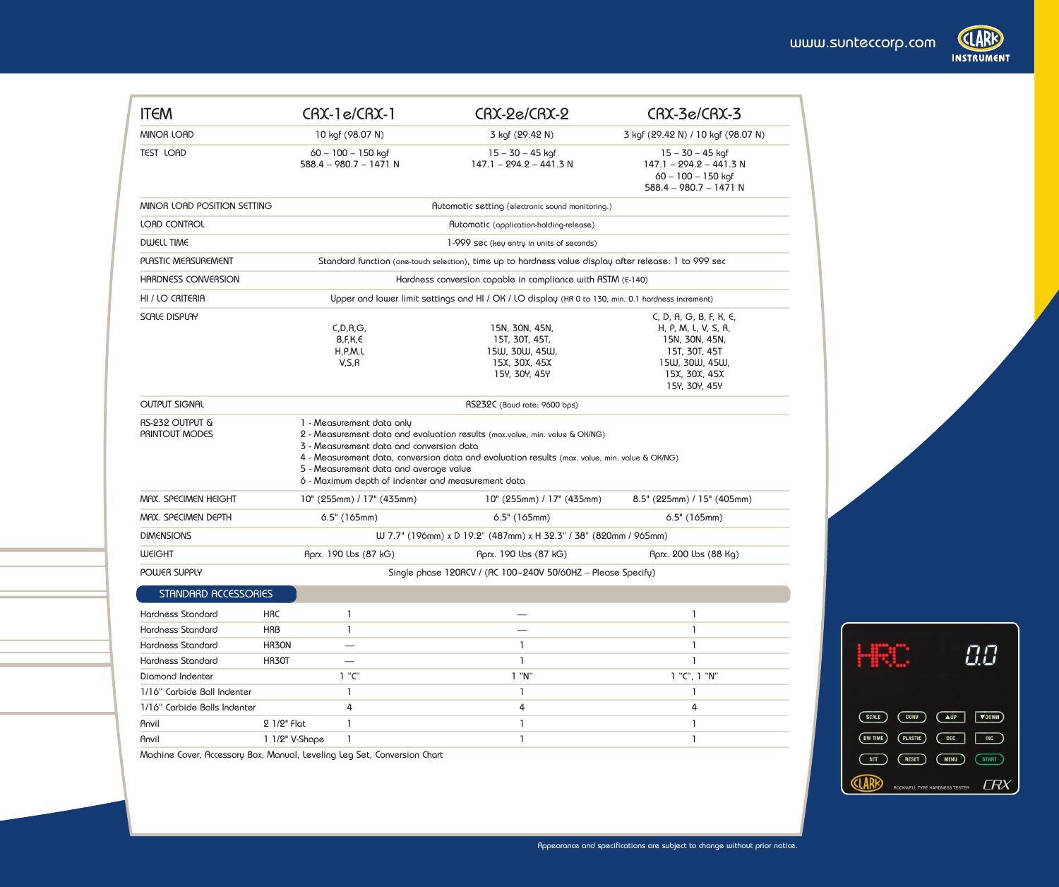| ITEM | CRX-1e/CRX-1 | CRX-2e/CRX-2 | CRX-3e/CRX-3 |
|---|---|---|---|
| MINOR LOAD | 10 kgf (98.07 N) | 3 kgf (29.42 N) | 3 kgf (29.42 N) / 10 kgf (98.07 N) |
| TEST LOAD | 60 – 100 – 150 kgf<br>588.4 – 980.7 – 1471 N | 15 – 30 – 45 kgf<br>147.1 – 294.2 – 441.3 N | 15 – 30 – 45 kgf<br>147.1 – 294.2 – 441.3 N<br>60 – 100 – 150 kgf<br>588.4 – 980.7 – 1471 N |
| MINOR LOAD POSITION SETTING | Automatic setting (electronic sound monitoring.) | | |
| LOAD CONTROL | Automatic (application-holding-release) | | |
| DWELL TIME | 1-999 sec (key entry in units of seconds) | | |
| PLASTIC MEASUREMENT | Standard function (one-touch selection), time up to hardness value display after release: 1 to 999 sec | | |
| HARDNESS CONVERSION | Hardness conversion capable in compliance with ASTM (E-140) | | |
| HI / LO CRITERIA | Upper and lower limit settings and HI / OK / LO display (HR 0 to 130, min. 0.1 hardness increment) | | |
| SCALE DISPLAY | C,D,A,G,<br>B,F,K,E<br>H,P,M,L<br>V,S,R | 15N, 30N, 45N,<br>15T, 30T, 45T,<br>15W, 30W, 45W,<br>15X, 30X, 45X<br>15Y, 30Y, 45Y | C, D, A, G, B, F, K, E,<br>H, P, M, L, V, S, R,<br>15N, 30N, 45N,<br>15T, 30T, 45T<br>15W, 30W, 45W,<br>15X, 30X, 45X<br>15Y, 30Y, 45Y |
| OUTPUT SIGNAL | RS232C (Baud rate: 9600 bps) | | |
| RS-232 OUTPUT & PRINTOUT MODES | 1 - Measurement data only<br>2 - Measurement data and evaluation results (max.value, min. value & OK/NG)<br>3 - Measurement data and conversion data<br>4 - Measurement data, conversion data and evaluation results (max. value, min. value & OK/NG)<br>5 - Measurement data and average value<br>6 - Maximum depth of indenter and measurement data | | |
| MAX. SPECIMEN HEIGHT | 10" (255mm) / 17" (435mm) | 10" (255mm) / 17" (435mm) | 8.5" (225mm) / 15" (405mm) |
| MAX. SPECIMEN DEPTH | 6.5" (165mm) | 6.5" (165mm) | 6.5" (165mm) |
| DIMENSIONS | W 7.7" (196mm) x D 19.2" (487mm) x H 32.3" / 38" (820mm / 965mm) | | |
| WEIGHT | Aprx. 190 Lbs (87 kG) | Aprx. 190 Lbs (87 kG) | Aprx. 200 Lbs (88 Kg) |
| POWER SUPPLY | Single phase 120ACV / (AC 100~240V 50/60HZ – Please Specify) | | |

## STANDARD ACCESSORIES

| | | CRX-1e/CRX-1 | CRX-2e/CRX-2 | CRX-3e/CRX-3 |
|---|---|---|---|---|
| Hardness Standard | HRC | 1 | — | 1 |
| Hardness Standard | HRB | 1 | — | 1 |
| Hardness Standard | HR30N | — | 1 | 1 |
| Hardness Standard | HR30T | — | 1 | 1 |
| Diamond Indenter | | 1 "C" | 1 "N" | 1 "C", 1 "N" |
| 1/16" Carbide Ball Indenter | | 1 | 1 | 1 |
| 1/16" Carbide Balls Indenter | | 4 | 4 | 4 |
| Anvil | 2 1/2" Flat | 1 | 1 | 1 |
| Anvil | 1 1/2" V-Shape | 1 | 1 | 1 |

Machine Cover, Accessory Box, Manual, Leveling Leg Set, Conversion Chart

Appearance and specifications are subject to change without prior notice.